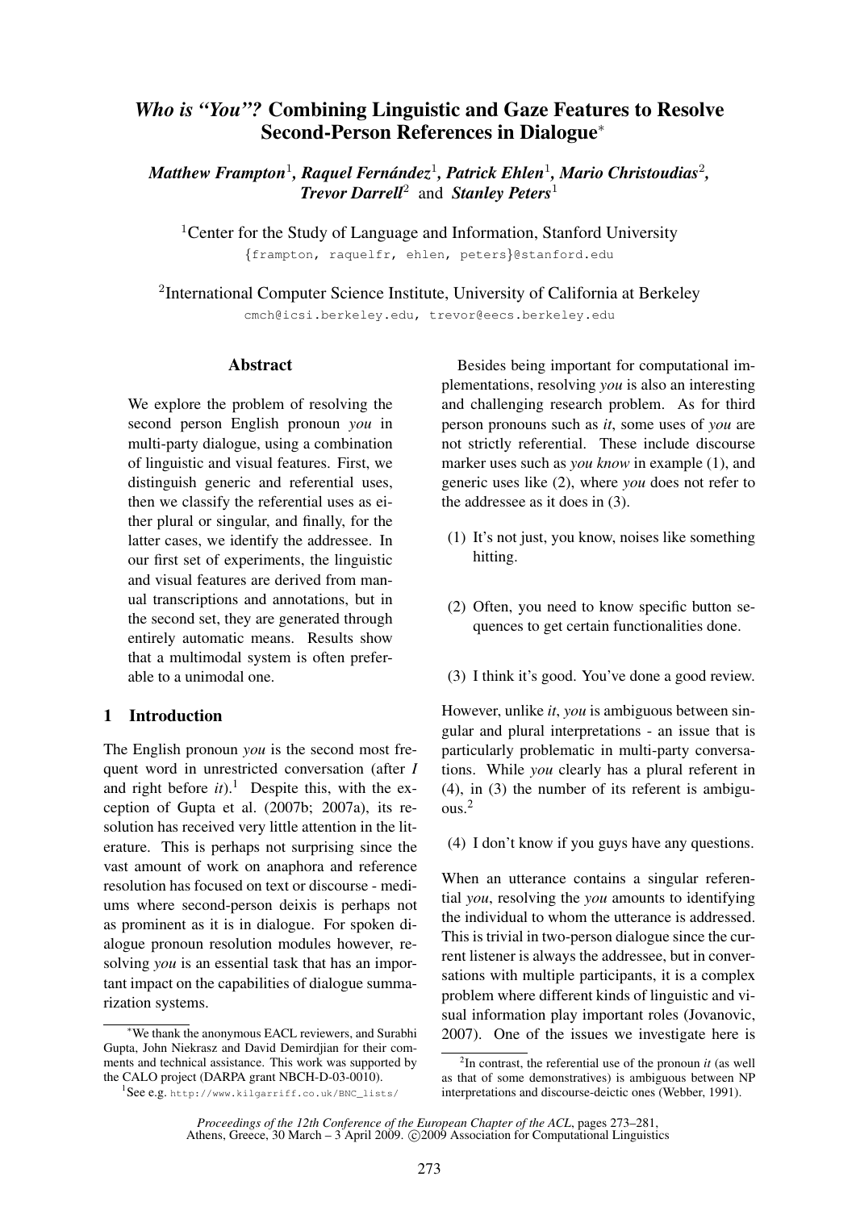# *Who is "You"?* Combining Linguistic and Gaze Features to Resolve Second-Person References in Dialogue*

***Matthew Frampton***[1]***, Raquel Fernández***[1]***, Patrick Ehlen***[1]***, Mario Christoudias***[2]***, Trevor Darrell***[2] and ***Stanley Peters***[1]

[1]Center for the Study of Language and Information, Stanford University
{frampton, raquelfr, ehlen, peters}@stanford.edu

[2]International Computer Science Institute, University of California at Berkeley
cmch@icsi.berkeley.edu, trevor@eecs.berkeley.edu

## Abstract

We explore the problem of resolving the second person English pronoun *you* in multi-party dialogue, using a combination of linguistic and visual features. First, we distinguish generic and referential uses, then we classify the referential uses as either plural or singular, and finally, for the latter cases, we identify the addressee. In our first set of experiments, the linguistic and visual features are derived from manual transcriptions and annotations, but in the second set, they are generated through entirely automatic means. Results show that a multimodal system is often preferable to a unimodal one.

## 1 Introduction

The English pronoun *you* is the second most frequent word in unrestricted conversation (after *I* and right before *it*).[1] Despite this, with the exception of Gupta et al. (2007b; 2007a), its resolution has received very little attention in the literature. This is perhaps not surprising since the vast amount of work on anaphora and reference resolution has focused on text or discourse - mediums where second-person deixis is perhaps not as prominent as it is in dialogue. For spoken dialogue pronoun resolution modules however, resolving *you* is an essential task that has an important impact on the capabilities of dialogue summarization systems.

Besides being important for computational implementations, resolving *you* is also an interesting and challenging research problem. As for third person pronouns such as *it*, some uses of *you* are not strictly referential. These include discourse marker uses such as *you know* in example (1), and generic uses like (2), where *you* does not refer to the addressee as it does in (3).

(1) It's not just, you know, noises like something hitting.

(2) Often, you need to know specific button sequences to get certain functionalities done.

(3) I think it's good. You've done a good review.

However, unlike *it*, *you* is ambiguous between singular and plural interpretations - an issue that is particularly problematic in multi-party conversations. While *you* clearly has a plural referent in (4), in (3) the number of its referent is ambiguous.[2]

(4) I don't know if you guys have any questions.

When an utterance contains a singular referential *you*, resolving the *you* amounts to identifying the individual to whom the utterance is addressed. This is trivial in two-person dialogue since the current listener is always the addressee, but in conversations with multiple participants, it is a complex problem where different kinds of linguistic and visual information play important roles (Jovanovic, 2007). One of the issues we investigate here is

*We thank the anonymous EACL reviewers, and Surabhi Gupta, John Niekrasz and David Demirdjian for their comments and technical assistance. This work was supported by the CALO project (DARPA grant NBCH-D-03-0010).

[1]See e.g. http://www.kilgarriff.co.uk/BNC_lists/

[2]In contrast, the referential use of the pronoun *it* (as well as that of some demonstratives) is ambiguous between NP interpretations and discourse-deictic ones (Webber, 1991).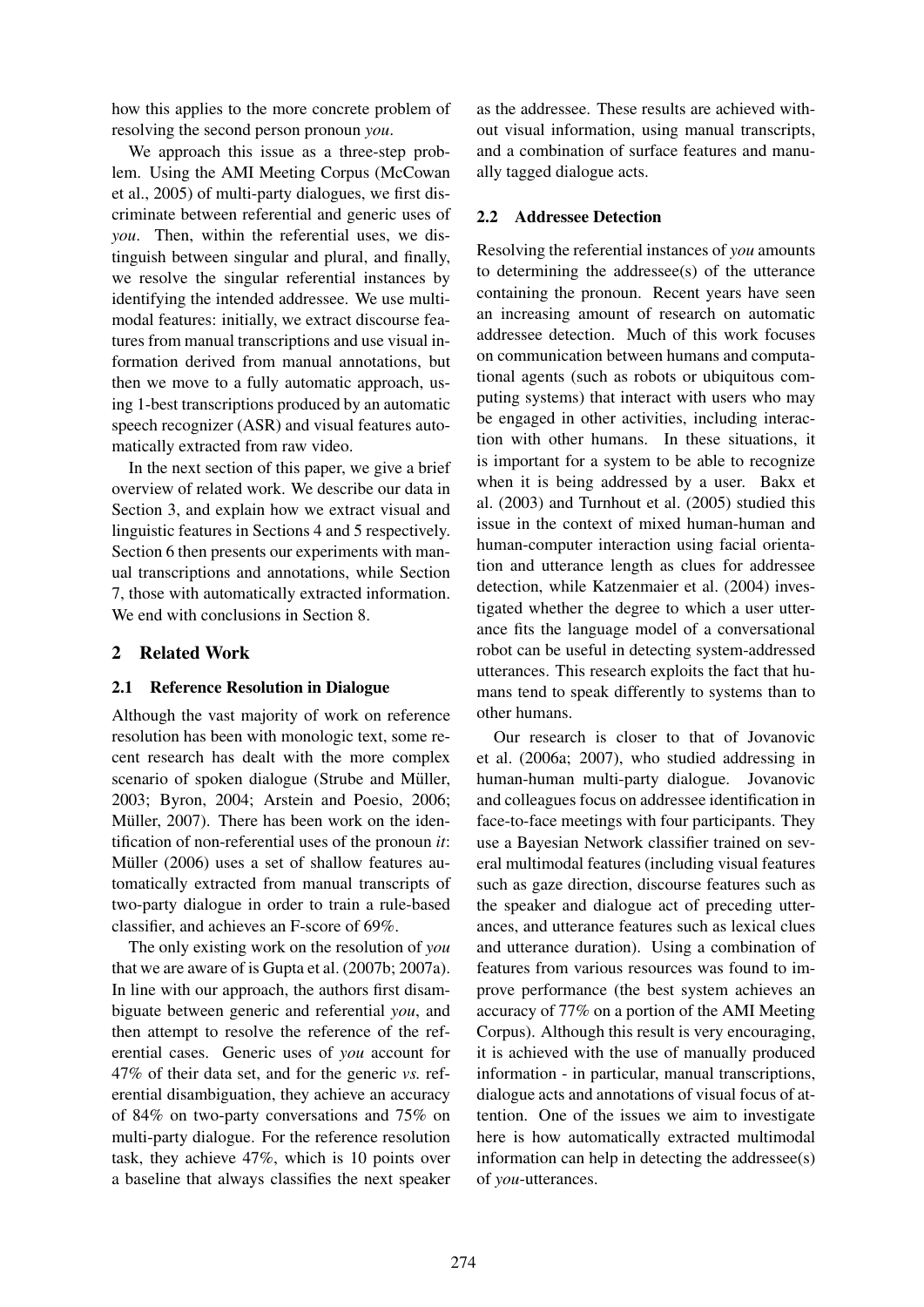how this applies to the more concrete problem of resolving the second person pronoun *you*.

We approach this issue as a three-step problem. Using the AMI Meeting Corpus (McCowan et al., 2005) of multi-party dialogues, we first discriminate between referential and generic uses of *you*. Then, within the referential uses, we distinguish between singular and plural, and finally, we resolve the singular referential instances by identifying the intended addressee. We use multimodal features: initially, we extract discourse features from manual transcriptions and use visual information derived from manual annotations, but then we move to a fully automatic approach, using 1-best transcriptions produced by an automatic speech recognizer (ASR) and visual features automatically extracted from raw video.

In the next section of this paper, we give a brief overview of related work. We describe our data in Section 3, and explain how we extract visual and linguistic features in Sections 4 and 5 respectively. Section 6 then presents our experiments with manual transcriptions and annotations, while Section 7, those with automatically extracted information. We end with conclusions in Section 8.

## 2 Related Work

### 2.1 Reference Resolution in Dialogue

Although the vast majority of work on reference resolution has been with monologic text, some recent research has dealt with the more complex scenario of spoken dialogue (Strube and Müller, 2003; Byron, 2004; Arstein and Poesio, 2006; Müller, 2007). There has been work on the identification of non-referential uses of the pronoun *it*: Müller (2006) uses a set of shallow features automatically extracted from manual transcripts of two-party dialogue in order to train a rule-based classifier, and achieves an F-score of 69%.

The only existing work on the resolution of *you* that we are aware of is Gupta et al. (2007b; 2007a). In line with our approach, the authors first disambiguate between generic and referential *you*, and then attempt to resolve the reference of the referential cases. Generic uses of *you* account for 47% of their data set, and for the generic *vs.* referential disambiguation, they achieve an accuracy of 84% on two-party conversations and 75% on multi-party dialogue. For the reference resolution task, they achieve 47%, which is 10 points over a baseline that always classifies the next speaker as the addressee. These results are achieved without visual information, using manual transcripts, and a combination of surface features and manually tagged dialogue acts.

### 2.2 Addressee Detection

Resolving the referential instances of *you* amounts to determining the addressee(s) of the utterance containing the pronoun. Recent years have seen an increasing amount of research on automatic addressee detection. Much of this work focuses on communication between humans and computational agents (such as robots or ubiquitous computing systems) that interact with users who may be engaged in other activities, including interaction with other humans. In these situations, it is important for a system to be able to recognize when it is being addressed by a user. Bakx et al. (2003) and Turnhout et al. (2005) studied this issue in the context of mixed human-human and human-computer interaction using facial orientation and utterance length as clues for addressee detection, while Katzenmaier et al. (2004) investigated whether the degree to which a user utterance fits the language model of a conversational robot can be useful in detecting system-addressed utterances. This research exploits the fact that humans tend to speak differently to systems than to other humans.

Our research is closer to that of Jovanovic et al. (2006a; 2007), who studied addressing in human-human multi-party dialogue. Jovanovic and colleagues focus on addressee identification in face-to-face meetings with four participants. They use a Bayesian Network classifier trained on several multimodal features (including visual features such as gaze direction, discourse features such as the speaker and dialogue act of preceding utterances, and utterance features such as lexical clues and utterance duration). Using a combination of features from various resources was found to improve performance (the best system achieves an accuracy of 77% on a portion of the AMI Meeting Corpus). Although this result is very encouraging, it is achieved with the use of manually produced information - in particular, manual transcriptions, dialogue acts and annotations of visual focus of attention. One of the issues we aim to investigate here is how automatically extracted multimodal information can help in detecting the addressee(s) of *you*-utterances.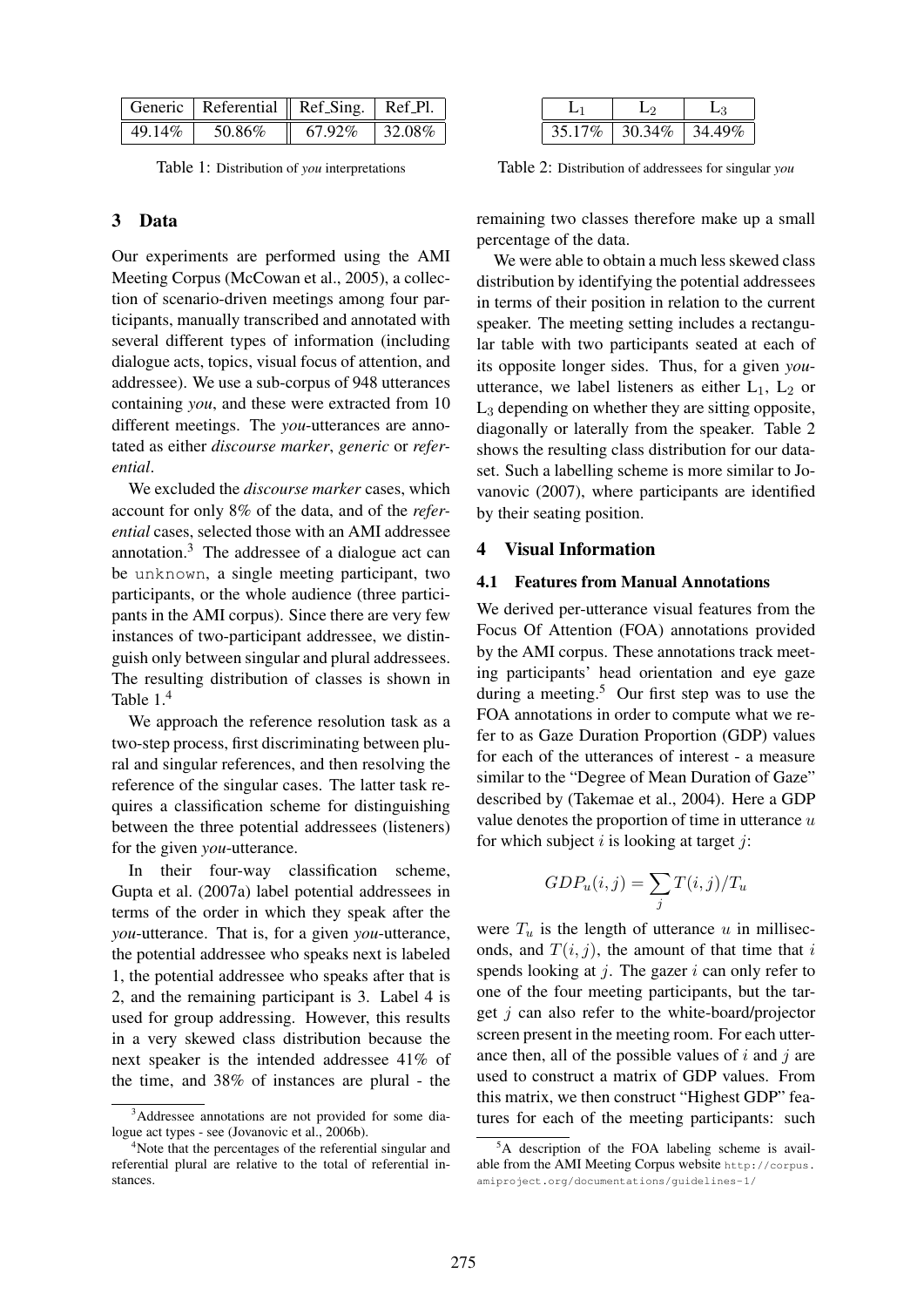| Generic | Referential | Ref_Sing. | Ref_Pl. |
| --- | --- | --- | --- |
| 49.14% | 50.86% | 67.92% | 32.08% |

Table 1: Distribution of *you* interpretations

| $L_1$ | $L_2$ | $L_3$ |
| --- | --- | --- |
| 35.17% | 30.34% | 34.49% |

Table 2: Distribution of addressees for singular *you*

## 3 Data

Our experiments are performed using the AMI Meeting Corpus (McCowan et al., 2005), a collection of scenario-driven meetings among four participants, manually transcribed and annotated with several different types of information (including dialogue acts, topics, visual focus of attention, and addressee). We use a sub-corpus of 948 utterances containing *you*, and these were extracted from 10 different meetings. The *you*-utterances are annotated as either *discourse marker*, *generic* or *referential*.

We excluded the *discourse marker* cases, which account for only 8% of the data, and of the *referential* cases, selected those with an AMI addressee annotation.[3] The addressee of a dialogue act can be `unknown`, a single meeting participant, two participants, or the whole audience (three participants in the AMI corpus). Since there are very few instances of two-participant addressee, we distinguish only between singular and plural addressees. The resulting distribution of classes is shown in Table 1.[4]

We approach the reference resolution task as a two-step process, first discriminating between plural and singular references, and then resolving the reference of the singular cases. The latter task requires a classification scheme for distinguishing between the three potential addressees (listeners) for the given *you*-utterance.

In their four-way classification scheme, Gupta et al. (2007a) label potential addressees in terms of the order in which they speak after the *you*-utterance. That is, for a given *you*-utterance, the potential addressee who speaks next is labeled 1, the potential addressee who speaks after that is 2, and the remaining participant is 3. Label 4 is used for group addressing. However, this results in a very skewed class distribution because the next speaker is the intended addressee 41% of the time, and 38% of instances are plural - the remaining two classes therefore make up a small percentage of the data.

We were able to obtain a much less skewed class distribution by identifying the potential addressees in terms of their position in relation to the current speaker. The meeting setting includes a rectangular table with two participants seated at each of its opposite longer sides. Thus, for a given *you*-utterance, we label listeners as either $L_1$, $L_2$ or $L_3$ depending on whether they are sitting opposite, diagonally or laterally from the speaker. Table 2 shows the resulting class distribution for our dataset. Such a labelling scheme is more similar to Jovanovic (2007), where participants are identified by their seating position.

[3]Addressee annotations are not provided for some dialogue act types - see (Jovanovic et al., 2006b).

[4]Note that the percentages of the referential singular and referential plural are relative to the total of referential instances.

## 4 Visual Information

### 4.1 Features from Manual Annotations

We derived per-utterance visual features from the Focus Of Attention (FOA) annotations provided by the AMI corpus. These annotations track meeting participants' head orientation and eye gaze during a meeting.[5] Our first step was to use the FOA annotations in order to compute what we refer to as Gaze Duration Proportion (GDP) values for each of the utterances of interest - a measure similar to the "Degree of Mean Duration of Gaze" described by (Takemae et al., 2004). Here a GDP value denotes the proportion of time in utterance $u$ for which subject $i$ is looking at target $j$:

$$GDP_u(i,j) = \sum_j T(i,j)/T_u$$

were $T_u$ is the length of utterance $u$ in milliseconds, and $T(i,j)$, the amount of that time that $i$ spends looking at $j$. The gazer $i$ can only refer to one of the four meeting participants, but the target $j$ can also refer to the white-board/projector screen present in the meeting room. For each utterance then, all of the possible values of $i$ and $j$ are used to construct a matrix of GDP values. From this matrix, we then construct "Highest GDP" features for each of the meeting participants: such

[5]A description of the FOA labeling scheme is available from the AMI Meeting Corpus website http://corpus.amiproject.org/documentations/guidelines-1/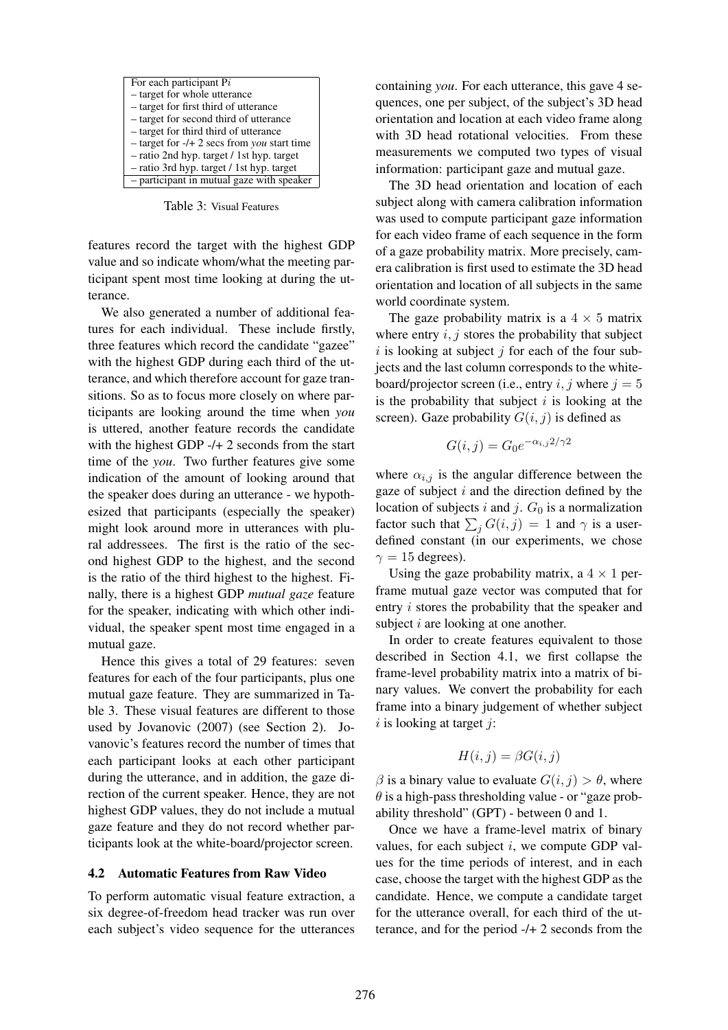| |
|---|
| For each participant P$i$ |
| – target for whole utterance |
| – target for first third of utterance |
| – target for second third of utterance |
| – target for third third of utterance |
| – target for -/+ 2 secs from *you* start time |
| – ratio 2nd hyp. target / 1st hyp. target |
| – ratio 3rd hyp. target / 1st hyp. target |
| – participant in mutual gaze with speaker |

Table 3: Visual Features

features record the target with the highest GDP value and so indicate whom/what the meeting participant spent most time looking at during the utterance.

We also generated a number of additional features for each individual. These include firstly, three features which record the candidate "gazee" with the highest GDP during each third of the utterance, and which therefore account for gaze transitions. So as to focus more closely on where participants are looking around the time when *you* is uttered, another feature records the candidate with the highest GDP -/+ 2 seconds from the start time of the *you*. Two further features give some indication of the amount of looking around that the speaker does during an utterance - we hypothesized that participants (especially the speaker) might look around more in utterances with plural addressees. The first is the ratio of the second highest GDP to the highest, and the second is the ratio of the third highest to the highest. Finally, there is a highest GDP *mutual gaze* feature for the speaker, indicating with which other individual, the speaker spent most time engaged in a mutual gaze.

Hence this gives a total of 29 features: seven features for each of the four participants, plus one mutual gaze feature. They are summarized in Table 3. These visual features are different to those used by Jovanovic (2007) (see Section 2). Jovanovic's features record the number of times that each participant looks at each other participant during the utterance, and in addition, the gaze direction of the current speaker. Hence, they are not highest GDP values, they do not include a mutual gaze feature and they do not record whether participants look at the white-board/projector screen.

### 4.2 Automatic Features from Raw Video

To perform automatic visual feature extraction, a six degree-of-freedom head tracker was run over each subject's video sequence for the utterances containing *you*. For each utterance, this gave 4 sequences, one per subject, of the subject's 3D head orientation and location at each video frame along with 3D head rotational velocities. From these measurements we computed two types of visual information: participant gaze and mutual gaze.

The 3D head orientation and location of each subject along with camera calibration information was used to compute participant gaze information for each video frame of each sequence in the form of a gaze probability matrix. More precisely, camera calibration is first used to estimate the 3D head orientation and location of all subjects in the same world coordinate system.

The gaze probability matrix is a $4 \times 5$ matrix where entry $i, j$ stores the probability that subject $i$ is looking at subject $j$ for each of the four subjects and the last column corresponds to the white-board/projector screen (i.e., entry $i, j$ where $j = 5$ is the probability that subject $i$ is looking at the screen). Gaze probability $G(i, j)$ is defined as

$$G(i, j) = G_0 e^{-\alpha_{i,j} 2/\gamma 2}$$

where $\alpha_{i,j}$ is the angular difference between the gaze of subject $i$ and the direction defined by the location of subjects $i$ and $j$. $G_0$ is a normalization factor such that $\sum_j G(i, j) = 1$ and $\gamma$ is a user-defined constant (in our experiments, we chose $\gamma = 15$ degrees).

Using the gaze probability matrix, a $4 \times 1$ per-frame mutual gaze vector was computed that for entry $i$ stores the probability that the speaker and subject $i$ are looking at one another.

In order to create features equivalent to those described in Section 4.1, we first collapse the frame-level probability matrix into a matrix of binary values. We convert the probability for each frame into a binary judgement of whether subject $i$ is looking at target $j$:

$$H(i, j) = \beta G(i, j)$$

$\beta$ is a binary value to evaluate $G(i, j) > \theta$, where $\theta$ is a high-pass thresholding value - or "gaze probability threshold" (GPT) - between 0 and 1.

Once we have a frame-level matrix of binary values, for each subject $i$, we compute GDP values for the time periods of interest, and in each case, choose the target with the highest GDP as the candidate. Hence, we compute a candidate target for the utterance overall, for each third of the utterance, and for the period -/+ 2 seconds from the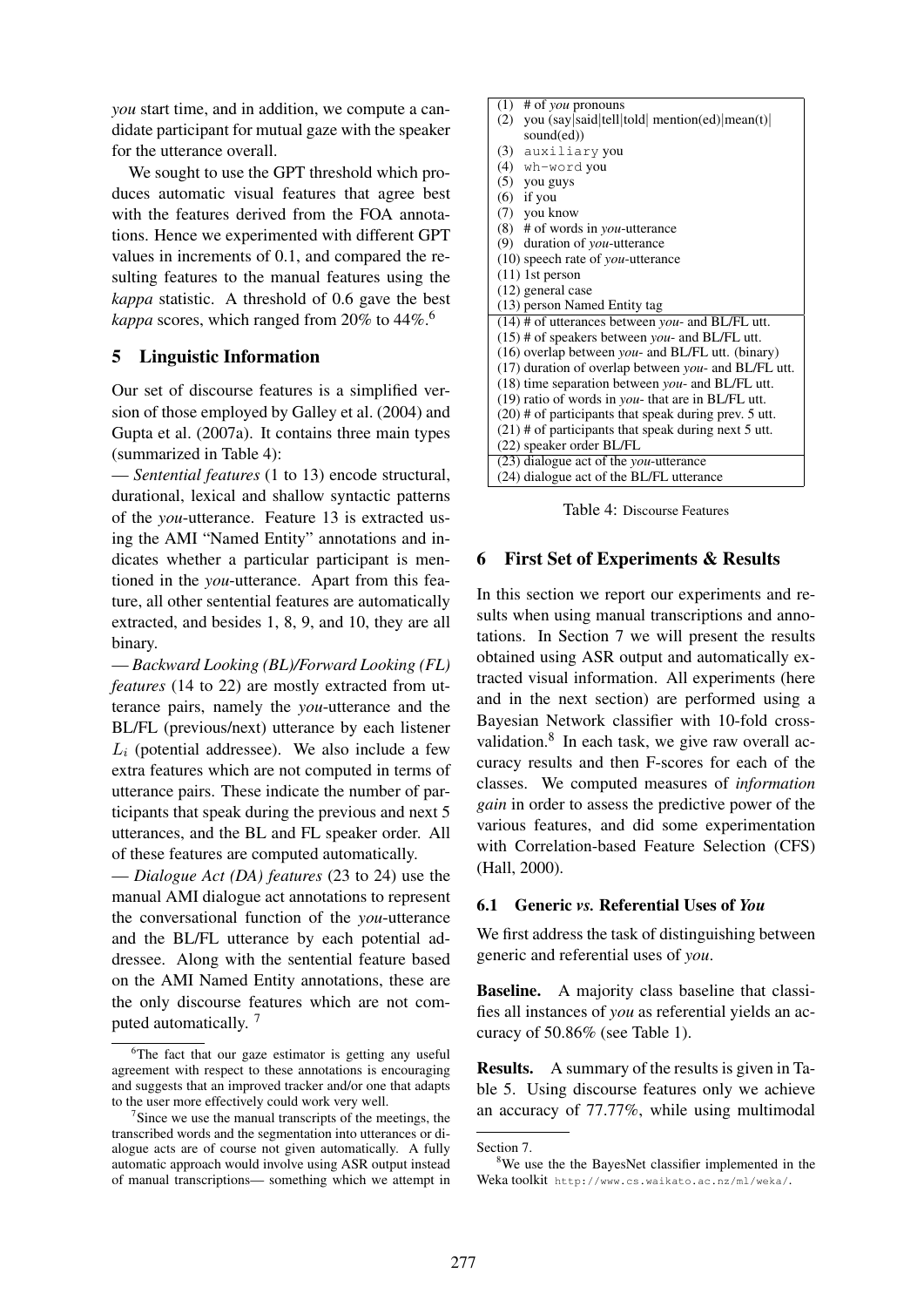*you* start time, and in addition, we compute a candidate participant for mutual gaze with the speaker for the utterance overall.

We sought to use the GPT threshold which produces automatic visual features that agree best with the features derived from the FOA annotations. Hence we experimented with different GPT values in increments of 0.1, and compared the resulting features to the manual features using the *kappa* statistic. A threshold of 0.6 gave the best *kappa* scores, which ranged from 20% to 44%.[6]

## 5 Linguistic Information

Our set of discourse features is a simplified version of those employed by Galley et al. (2004) and Gupta et al. (2007a). It contains three main types (summarized in Table 4):

— *Sentential features* (1 to 13) encode structural, durational, lexical and shallow syntactic patterns of the *you*-utterance. Feature 13 is extracted using the AMI "Named Entity" annotations and indicates whether a particular participant is mentioned in the *you*-utterance. Apart from this feature, all other sentential features are automatically extracted, and besides 1, 8, 9, and 10, they are all binary.

— *Backward Looking (BL)/Forward Looking (FL) features* (14 to 22) are mostly extracted from utterance pairs, namely the *you*-utterance and the BL/FL (previous/next) utterance by each listener $L_i$ (potential addressee). We also include a few extra features which are not computed in terms of utterance pairs. These indicate the number of participants that speak during the previous and next 5 utterances, and the BL and FL speaker order. All of these features are computed automatically.

— *Dialogue Act (DA) features* (23 to 24) use the manual AMI dialogue act annotations to represent the conversational function of the *you*-utterance and the BL/FL utterance by each potential addressee. Along with the sentential feature based on the AMI Named Entity annotations, these are the only discourse features which are not computed automatically.[7]

| Features |
|---|
| (1) # of *you* pronouns |
| (2) you (say\|said\|tell\|told\| mention(ed)\|mean(t)\| sound(ed)) |
| (3) `auxiliary` you |
| (4) `wh-word` you |
| (5) you guys |
| (6) if you |
| (7) you know |
| (8) # of words in *you*-utterance |
| (9) duration of *you*-utterance |
| (10) speech rate of *you*-utterance |
| (11) 1st person |
| (12) general case |
| (13) person Named Entity tag |
| (14) # of utterances between *you*- and BL/FL utt. |
| (15) # of speakers between *you*- and BL/FL utt. |
| (16) overlap between *you*- and BL/FL utt. (binary) |
| (17) duration of overlap between *you*- and BL/FL utt. |
| (18) time separation between *you*- and BL/FL utt. |
| (19) ratio of words in *you*- that are in BL/FL utt. |
| (20) # of participants that speak during prev. 5 utt. |
| (21) # of participants that speak during next 5 utt. |
| (22) speaker order BL/FL |
| (23) dialogue act of the *you*-utterance |
| (24) dialogue act of the BL/FL utterance |

Table 4: Discourse Features

## 6 First Set of Experiments & Results

In this section we report our experiments and results when using manual transcriptions and annotations. In Section 7 we will present the results obtained using ASR output and automatically extracted visual information. All experiments (here and in the next section) are performed using a Bayesian Network classifier with 10-fold cross-validation.[8] In each task, we give raw overall accuracy results and then F-scores for each of the classes. We computed measures of *information gain* in order to assess the predictive power of the various features, and did some experimentation with Correlation-based Feature Selection (CFS) (Hall, 2000).

### 6.1 Generic *vs.* Referential Uses of *You*

We first address the task of distinguishing between generic and referential uses of *you*.

**Baseline.** A majority class baseline that classifies all instances of *you* as referential yields an accuracy of 50.86% (see Table 1).

**Results.** A summary of the results is given in Table 5. Using discourse features only we achieve an accuracy of 77.77%, while using multimodal

---

[6] The fact that our gaze estimator is getting any useful agreement with respect to these annotations is encouraging and suggests that an improved tracker and/or one that adapts to the user more effectively could work very well.

[7] Since we use the manual transcripts of the meetings, the transcribed words and the segmentation into utterances or dialogue acts are of course not given automatically. A fully automatic approach would involve using ASR output instead of manual transcriptions— something which we attempt in Section 7.

[8] We use the the BayesNet classifier implemented in the Weka toolkit `http://www.cs.waikato.ac.nz/ml/weka/`.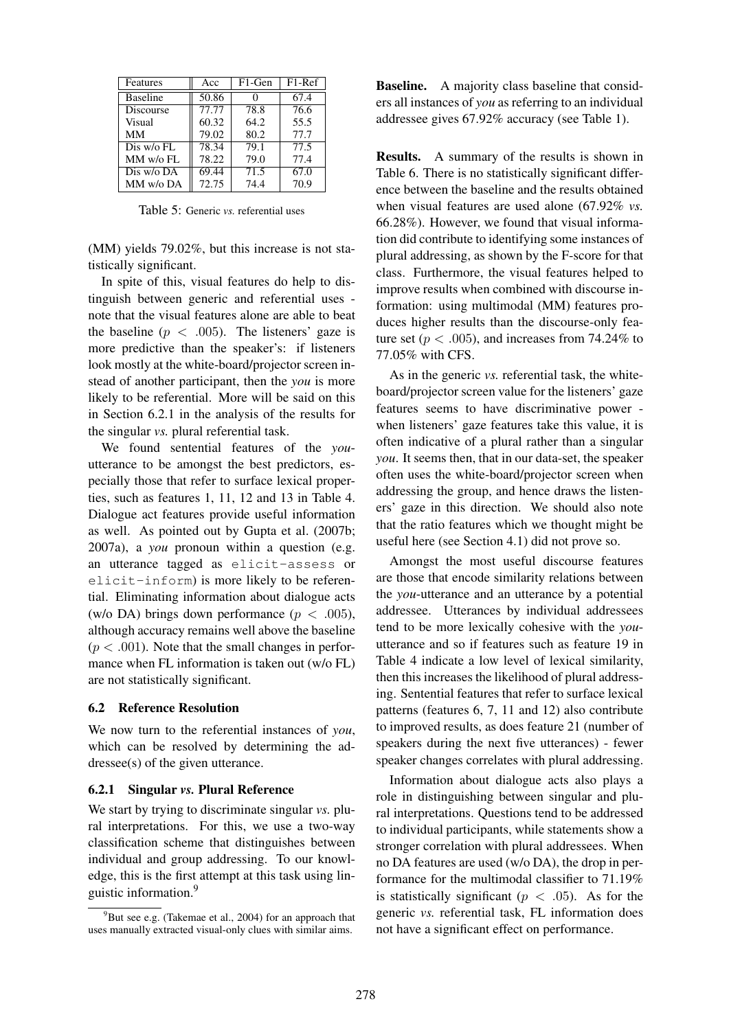| Features | Acc | F1-Gen | F1-Ref |
|---|---|---|---|
| Baseline | 50.86 | 0 | 67.4 |
| Discourse | 77.77 | 78.8 | 76.6 |
| Visual | 60.32 | 64.2 | 55.5 |
| MM | 79.02 | 80.2 | 77.7 |
| Dis w/o FL | 78.34 | 79.1 | 77.5 |
| MM w/o FL | 78.22 | 79.0 | 77.4 |
| Dis w/o DA | 69.44 | 71.5 | 67.0 |
| MM w/o DA | 72.75 | 74.4 | 70.9 |

Table 5: Generic *vs.* referential uses

(MM) yields 79.02%, but this increase is not statistically significant.

In spite of this, visual features do help to distinguish between generic and referential uses - note that the visual features alone are able to beat the baseline ($p < .005$). The listeners' gaze is more predictive than the speaker's: if listeners look mostly at the white-board/projector screen instead of another participant, then the *you* is more likely to be referential. More will be said on this in Section 6.2.1 in the analysis of the results for the singular *vs.* plural referential task.

We found sentential features of the *you*-utterance to be amongst the best predictors, especially those that refer to surface lexical properties, such as features 1, 11, 12 and 13 in Table 4. Dialogue act features provide useful information as well. As pointed out by Gupta et al. (2007b; 2007a), a *you* pronoun within a question (e.g. an utterance tagged as `elicit-assess` or `elicit-inform`) is more likely to be referential. Eliminating information about dialogue acts (w/o DA) brings down performance ($p < .005$), although accuracy remains well above the baseline ($p < .001$). Note that the small changes in performance when FL information is taken out (w/o FL) are not statistically significant.

### 6.2 Reference Resolution

We now turn to the referential instances of *you*, which can be resolved by determining the addressee(s) of the given utterance.

#### 6.2.1 Singular *vs.* Plural Reference

We start by trying to discriminate singular *vs.* plural interpretations. For this, we use a two-way classification scheme that distinguishes between individual and group addressing. To our knowledge, this is the first attempt at this task using linguistic information.[9]

[9] But see e.g. (Takemae et al., 2004) for an approach that uses manually extracted visual-only clues with similar aims.

**Baseline.** A majority class baseline that considers all instances of *you* as referring to an individual addressee gives 67.92% accuracy (see Table 1).

**Results.** A summary of the results is shown in Table 6. There is no statistically significant difference between the baseline and the results obtained when visual features are used alone (67.92% *vs.* 66.28%). However, we found that visual information did contribute to identifying some instances of plural addressing, as shown by the F-score for that class. Furthermore, the visual features helped to improve results when combined with discourse information: using multimodal (MM) features produces higher results than the discourse-only feature set ($p < .005$), and increases from 74.24% to 77.05% with CFS.

As in the generic *vs.* referential task, the white-board/projector screen value for the listeners' gaze features seems to have discriminative power - when listeners' gaze features take this value, it is often indicative of a plural rather than a singular *you*. It seems then, that in our data-set, the speaker often uses the white-board/projector screen when addressing the group, and hence draws the listeners' gaze in this direction. We should also note that the ratio features which we thought might be useful here (see Section 4.1) did not prove so.

Amongst the most useful discourse features are those that encode similarity relations between the *you*-utterance and an utterance by a potential addressee. Utterances by individual addressees tend to be more lexically cohesive with the *you*-utterance and so if features such as feature 19 in Table 4 indicate a low level of lexical similarity, then this increases the likelihood of plural addressing. Sentential features that refer to surface lexical patterns (features 6, 7, 11 and 12) also contribute to improved results, as does feature 21 (number of speakers during the next five utterances) - fewer speaker changes correlates with plural addressing.

Information about dialogue acts also plays a role in distinguishing between singular and plural interpretations. Questions tend to be addressed to individual participants, while statements show a stronger correlation with plural addressees. When no DA features are used (w/o DA), the drop in performance for the multimodal classifier to 71.19% is statistically significant ($p < .05$). As for the generic *vs.* referential task, FL information does not have a significant effect on performance.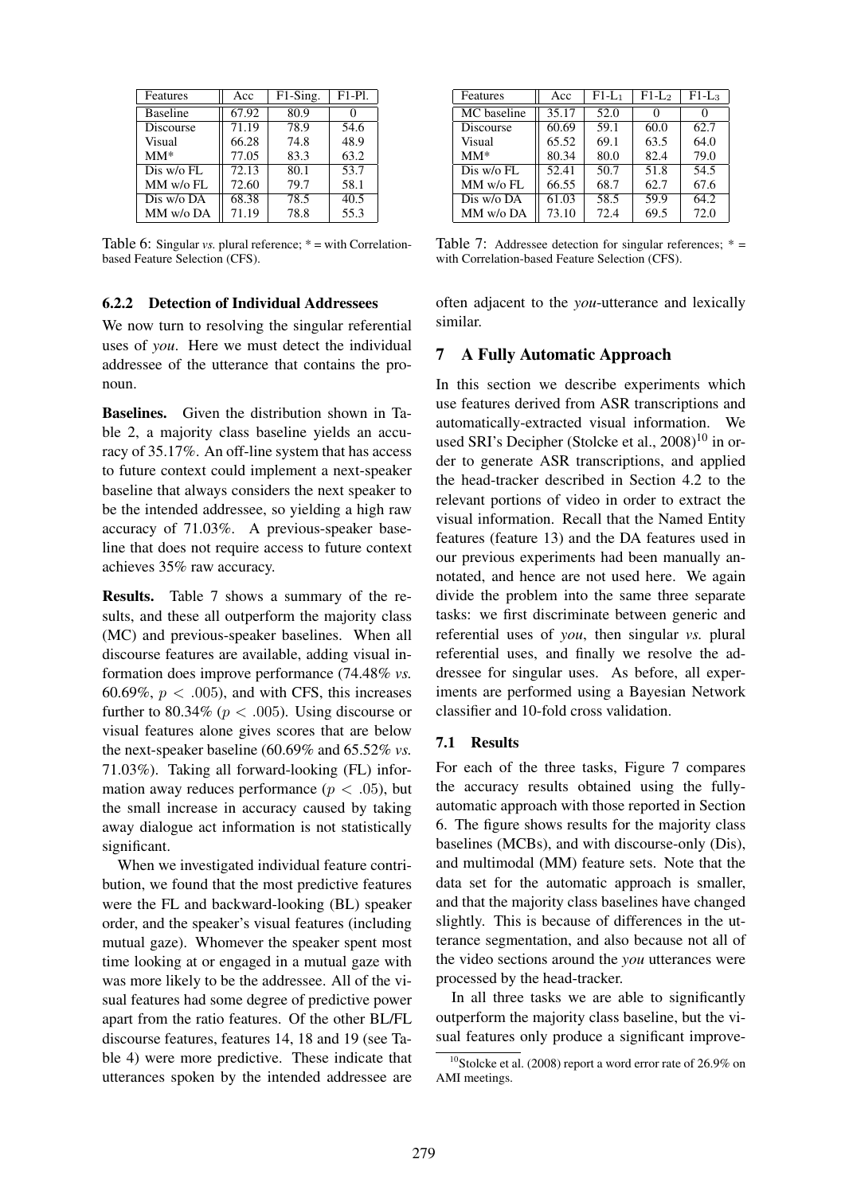| Features | Acc | F1-Sing. | F1-Pl. |
|---|---|---|---|
| Baseline | 67.92 | 80.9 | 0 |
| Discourse | 71.19 | 78.9 | 54.6 |
| Visual | 66.28 | 74.8 | 48.9 |
| MM* | 77.05 | 83.3 | 63.2 |
| Dis w/o FL | 72.13 | 80.1 | 53.7 |
| MM w/o FL | 72.60 | 79.7 | 58.1 |
| Dis w/o DA | 68.38 | 78.5 | 40.5 |
| MM w/o DA | 71.19 | 78.8 | 55.3 |

Table 6: Singular *vs.* plural reference; * = with Correlation-based Feature Selection (CFS).

| Features | Acc | $F1\text{-}L_1$ | $F1\text{-}L_2$ | $F1\text{-}L_3$ |
|---|---|---|---|---|
| MC baseline | 35.17 | 52.0 | 0 | 0 |
| Discourse | 60.69 | 59.1 | 60.0 | 62.7 |
| Visual | 65.52 | 69.1 | 63.5 | 64.0 |
| MM* | 80.34 | 80.0 | 82.4 | 79.0 |
| Dis w/o FL | 52.41 | 50.7 | 51.8 | 54.5 |
| MM w/o FL | 66.55 | 68.7 | 62.7 | 67.6 |
| Dis w/o DA | 61.03 | 58.5 | 59.9 | 64.2 |
| MM w/o DA | 73.10 | 72.4 | 69.5 | 72.0 |

Table 7: Addressee detection for singular references; * = with Correlation-based Feature Selection (CFS).

### 6.2.2 Detection of Individual Addressees

We now turn to resolving the singular referential uses of *you*. Here we must detect the individual addressee of the utterance that contains the pronoun.

**Baselines.** Given the distribution shown in Table 2, a majority class baseline yields an accuracy of 35.17%. An off-line system that has access to future context could implement a next-speaker baseline that always considers the next speaker to be the intended addressee, so yielding a high raw accuracy of 71.03%. A previous-speaker baseline that does not require access to future context achieves 35% raw accuracy.

**Results.** Table 7 shows a summary of the results, and these all outperform the majority class (MC) and previous-speaker baselines. When all discourse features are available, adding visual information does improve performance (74.48% *vs.* 60.69%, $p < .005$), and with CFS, this increases further to 80.34% ($p < .005$). Using discourse or visual features alone gives scores that are below the next-speaker baseline (60.69% and 65.52% *vs.* 71.03%). Taking all forward-looking (FL) information away reduces performance ($p < .05$), but the small increase in accuracy caused by taking away dialogue act information is not statistically significant.

When we investigated individual feature contribution, we found that the most predictive features were the FL and backward-looking (BL) speaker order, and the speaker's visual features (including mutual gaze). Whomever the speaker spent most time looking at or engaged in a mutual gaze with was more likely to be the addressee. All of the visual features had some degree of predictive power apart from the ratio features. Of the other BL/FL discourse features, features 14, 18 and 19 (see Table 4) were more predictive. These indicate that utterances spoken by the intended addressee are often adjacent to the *you*-utterance and lexically similar.

## 7 A Fully Automatic Approach

In this section we describe experiments which use features derived from ASR transcriptions and automatically-extracted visual information. We used SRI's Decipher (Stolcke et al., 2008)[10] in order to generate ASR transcriptions, and applied the head-tracker described in Section 4.2 to the relevant portions of video in order to extract the visual information. Recall that the Named Entity features (feature 13) and the DA features used in our previous experiments had been manually annotated, and hence are not used here. We again divide the problem into the same three separate tasks: we first discriminate between generic and referential uses of *you*, then singular *vs.* plural referential uses, and finally we resolve the addressee for singular uses. As before, all experiments are performed using a Bayesian Network classifier and 10-fold cross validation.

### 7.1 Results

For each of the three tasks, Figure 7 compares the accuracy results obtained using the fully-automatic approach with those reported in Section 6. The figure shows results for the majority class baselines (MCBs), and with discourse-only (Dis), and multimodal (MM) feature sets. Note that the data set for the automatic approach is smaller, and that the majority class baselines have changed slightly. This is because of differences in the utterance segmentation, and also because not all of the video sections around the *you* utterances were processed by the head-tracker.

In all three tasks we are able to significantly outperform the majority class baseline, but the visual features only produce a significant improve-

[10] Stolcke et al. (2008) report a word error rate of 26.9% on AMI meetings.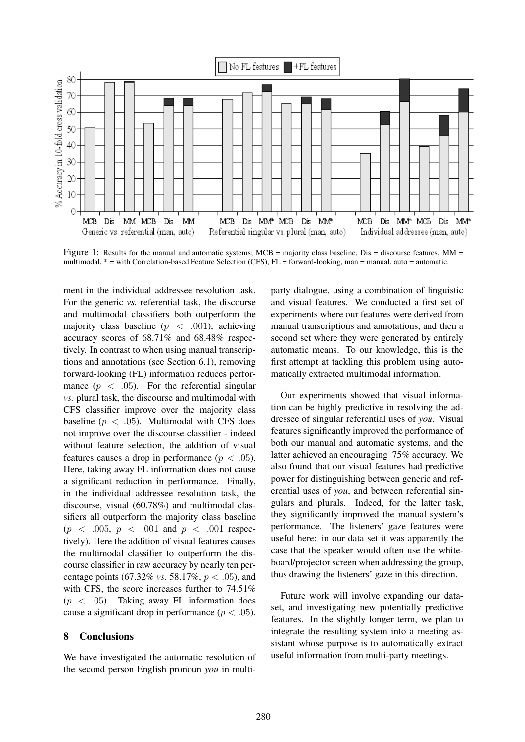No FL features  +FL features

% Accuracy in 10-fold cross validation

0 10 20 30 40 50 60 70 80

MCB Dis MM MCB Dis MM
Generic vs. referential (man, auto)

MCB Dis MM* MCB Dis MM*
Referential singular vs. plural (man, auto)

MCB Dis MM* MCB Dis MM*
Individual addressee (man, auto)

Figure 1: Results for the manual and automatic systems; MCB = majority class baseline, Dis = discourse features, MM = multimodal, * = with Correlation-based Feature Selection (CFS), FL = forward-looking, man = manual, auto = automatic.

ment in the individual addressee resolution task. For the generic *vs.* referential task, the discourse and multimodal classifiers both outperform the majority class baseline ($p < .001$), achieving accuracy scores of 68.71% and 68.48% respectively. In contrast to when using manual transcriptions and annotations (see Section 6.1), removing forward-looking (FL) information reduces performance ($p < .05$). For the referential singular *vs.* plural task, the discourse and multimodal with CFS classifier improve over the majority class baseline ($p < .05$). Multimodal with CFS does not improve over the discourse classifier - indeed without feature selection, the addition of visual features causes a drop in performance ($p < .05$). Here, taking away FL information does not cause a significant reduction in performance. Finally, in the individual addressee resolution task, the discourse, visual (60.78%) and multimodal classifiers all outperform the majority class baseline ($p < .005$, $p < .001$ and $p < .001$ respectively). Here the addition of visual features causes the multimodal classifier to outperform the discourse classifier in raw accuracy by nearly ten percentage points (67.32% *vs.* 58.17%, $p < .05$), and with CFS, the score increases further to 74.51% ($p < .05$). Taking away FL information does cause a significant drop in performance ($p < .05$).

## 8 Conclusions

We have investigated the automatic resolution of the second person English pronoun *you* in multi-party dialogue, using a combination of linguistic and visual features. We conducted a first set of experiments where our features were derived from manual transcriptions and annotations, and then a second set where they were generated by entirely automatic means. To our knowledge, this is the first attempt at tackling this problem using automatically extracted multimodal information.

Our experiments showed that visual information can be highly predictive in resolving the addressee of singular referential uses of *you*. Visual features significantly improved the performance of both our manual and automatic systems, and the latter achieved an encouraging 75% accuracy. We also found that our visual features had predictive power for distinguishing between generic and referential uses of *you*, and between referential singulars and plurals. Indeed, for the latter task, they significantly improved the manual system's performance. The listeners' gaze features were useful here: in our data set it was apparently the case that the speaker would often use the whiteboard/projector screen when addressing the group, thus drawing the listeners' gaze in this direction.

Future work will involve expanding our dataset, and investigating new potentially predictive features. In the slightly longer term, we plan to integrate the resulting system into a meeting assistant whose purpose is to automatically extract useful information from multi-party meetings.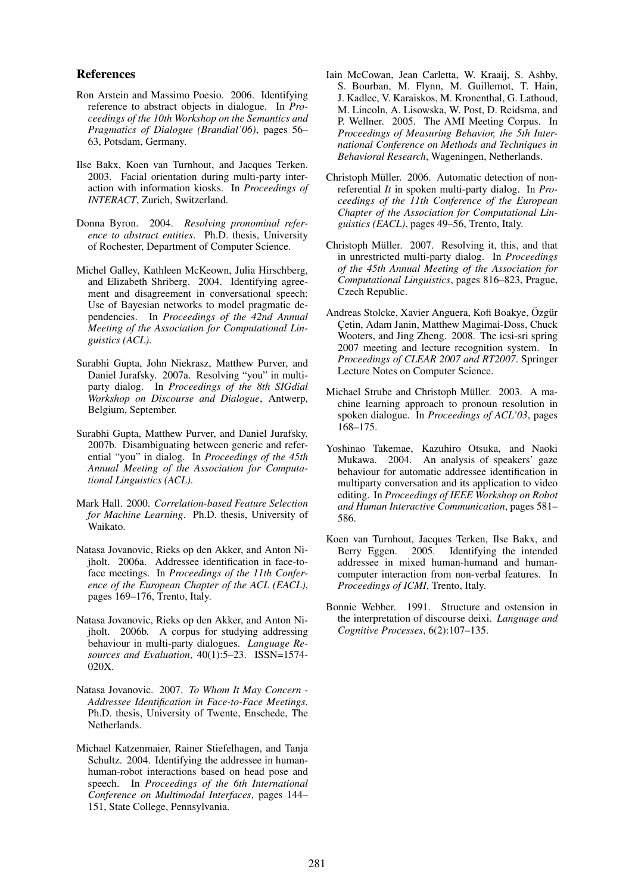## References

Ron Arstein and Massimo Poesio. 2006. Identifying reference to abstract objects in dialogue. In *Proceedings of the 10th Workshop on the Semantics and Pragmatics of Dialogue (Brandial'06)*, pages 56–63, Potsdam, Germany.

Ilse Bakx, Koen van Turnhout, and Jacques Terken. 2003. Facial orientation during multi-party interaction with information kiosks. In *Proceedings of INTERACT*, Zurich, Switzerland.

Donna Byron. 2004. *Resolving pronominal reference to abstract entities*. Ph.D. thesis, University of Rochester, Department of Computer Science.

Michel Galley, Kathleen McKeown, Julia Hirschberg, and Elizabeth Shriberg. 2004. Identifying agreement and disagreement in conversational speech: Use of Bayesian networks to model pragmatic dependencies. In *Proceedings of the 42nd Annual Meeting of the Association for Computational Linguistics (ACL)*.

Surabhi Gupta, John Niekrasz, Matthew Purver, and Daniel Jurafsky. 2007a. Resolving "you" in multiparty dialog. In *Proceedings of the 8th SIGdial Workshop on Discourse and Dialogue*, Antwerp, Belgium, September.

Surabhi Gupta, Matthew Purver, and Daniel Jurafsky. 2007b. Disambiguating between generic and referential "you" in dialog. In *Proceedings of the 45th Annual Meeting of the Association for Computational Linguistics (ACL)*.

Mark Hall. 2000. *Correlation-based Feature Selection for Machine Learning*. Ph.D. thesis, University of Waikato.

Natasa Jovanovic, Rieks op den Akker, and Anton Nijholt. 2006a. Addressee identification in face-to-face meetings. In *Proceedings of the 11th Conference of the European Chapter of the ACL (EACL)*, pages 169–176, Trento, Italy.

Natasa Jovanovic, Rieks op den Akker, and Anton Nijholt. 2006b. A corpus for studying addressing behaviour in multi-party dialogues. *Language Resources and Evaluation*, 40(1):5–23. ISSN=1574-020X.

Natasa Jovanovic. 2007. *To Whom It May Concern - Addressee Identification in Face-to-Face Meetings*. Ph.D. thesis, University of Twente, Enschede, The Netherlands.

Michael Katzenmaier, Rainer Stiefelhagen, and Tanja Schultz. 2004. Identifying the addressee in human-human-robot interactions based on head pose and speech. In *Proceedings of the 6th International Conference on Multimodal Interfaces*, pages 144–151, State College, Pennsylvania.

Iain McCowan, Jean Carletta, W. Kraaij, S. Ashby, S. Bourban, M. Flynn, M. Guillemot, T. Hain, J. Kadlec, V. Karaiskos, M. Kronenthal, G. Lathoud, M. Lincoln, A. Lisowska, W. Post, D. Reidsma, and P. Wellner. 2005. The AMI Meeting Corpus. In *Proceedings of Measuring Behavior, the 5th International Conference on Methods and Techniques in Behavioral Research*, Wageningen, Netherlands.

Christoph Müller. 2006. Automatic detection of non-referential *It* in spoken multi-party dialog. In *Proceedings of the 11th Conference of the European Chapter of the Association for Computational Linguistics (EACL)*, pages 49–56, Trento, Italy.

Christoph Müller. 2007. Resolving it, this, and that in unrestricted multi-party dialog. In *Proceedings of the 45th Annual Meeting of the Association for Computational Linguistics*, pages 816–823, Prague, Czech Republic.

Andreas Stolcke, Xavier Anguera, Kofi Boakye, Özgür Çetin, Adam Janin, Matthew Magimai-Doss, Chuck Wooters, and Jing Zheng. 2008. The icsi-sri spring 2007 meeting and lecture recognition system. In *Proceedings of CLEAR 2007 and RT2007*. Springer Lecture Notes on Computer Science.

Michael Strube and Christoph Müller. 2003. A machine learning approach to pronoun resolution in spoken dialogue. In *Proceedings of ACL'03*, pages 168–175.

Yoshinao Takemae, Kazuhiro Otsuka, and Naoki Mukawa. 2004. An analysis of speakers' gaze behaviour for automatic addressee identification in multiparty conversation and its application to video editing. In *Proceedings of IEEE Workshop on Robot and Human Interactive Communication*, pages 581–586.

Koen van Turnhout, Jacques Terken, Ilse Bakx, and Berry Eggen. 2005. Identifying the intended addressee in mixed human-humand and human-computer interaction from non-verbal features. In *Proceedings of ICMI*, Trento, Italy.

Bonnie Webber. 1991. Structure and ostension in the interpretation of discourse deixi. *Language and Cognitive Processes*, 6(2):107–135.